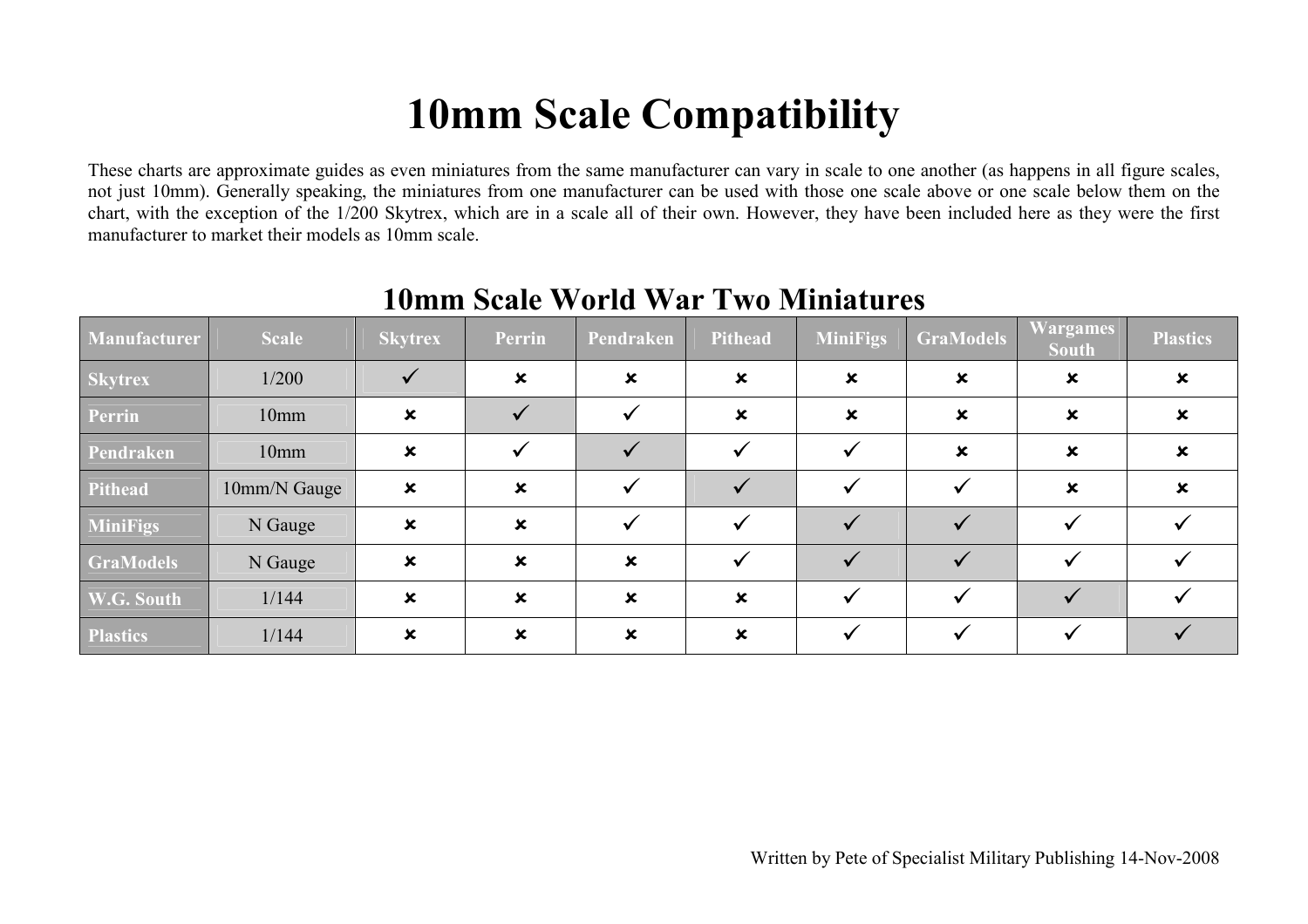# 10mm Scale Compatibility

These charts are approximate guides as even miniatures from the same manufacturer can vary in scale to one another (as happens in all figure scales, not just 10mm). Generally speaking, the miniatures from one manufacturer can be used with those one scale above or one scale below them on the chart, with the exception of the 1/200 Skytrex, which are in a scale all of their own. However, they have been included here as they were the first manufacturer to market their models as 10mm scale.

## 10mm Scale World War Two Miniatures

| Manufacturer | Scale | Skytrex | Perrin | Pendraken | Pithead | MiniFigs | GraModels | Wargames South | Plastics |
|---|---|---|---|---|---|---|---|---|---|
| Skytrex | 1/200 | ✓ | ✗ | ✗ | ✗ | ✗ | ✗ | ✗ | ✗ |
| Perrin | 10mm | ✗ | ✓ | ✓ | ✗ | ✗ | ✗ | ✗ | ✗ |
| Pendraken | 10mm | ✗ | ✓ | ✓ | ✓ | ✓ | ✗ | ✗ | ✗ |
| Pithead | 10mm/N Gauge | ✗ | ✗ | ✓ | ✓ | ✓ | ✓ | ✗ | ✗ |
| MiniFigs | N Gauge | ✗ | ✗ | ✓ | ✓ | ✓ | ✓ | ✓ | ✓ |
| GraModels | N Gauge | ✗ | ✗ | ✗ | ✓ | ✓ | ✓ | ✓ | ✓ |
| W.G. South | 1/144 | ✗ | ✗ | ✗ | ✗ | ✓ | ✓ | ✓ | ✓ |
| Plastics | 1/144 | ✗ | ✗ | ✗ | ✗ | ✓ | ✓ | ✓ | ✓ |

Written by Pete of Specialist Military Publishing 14-Nov-2008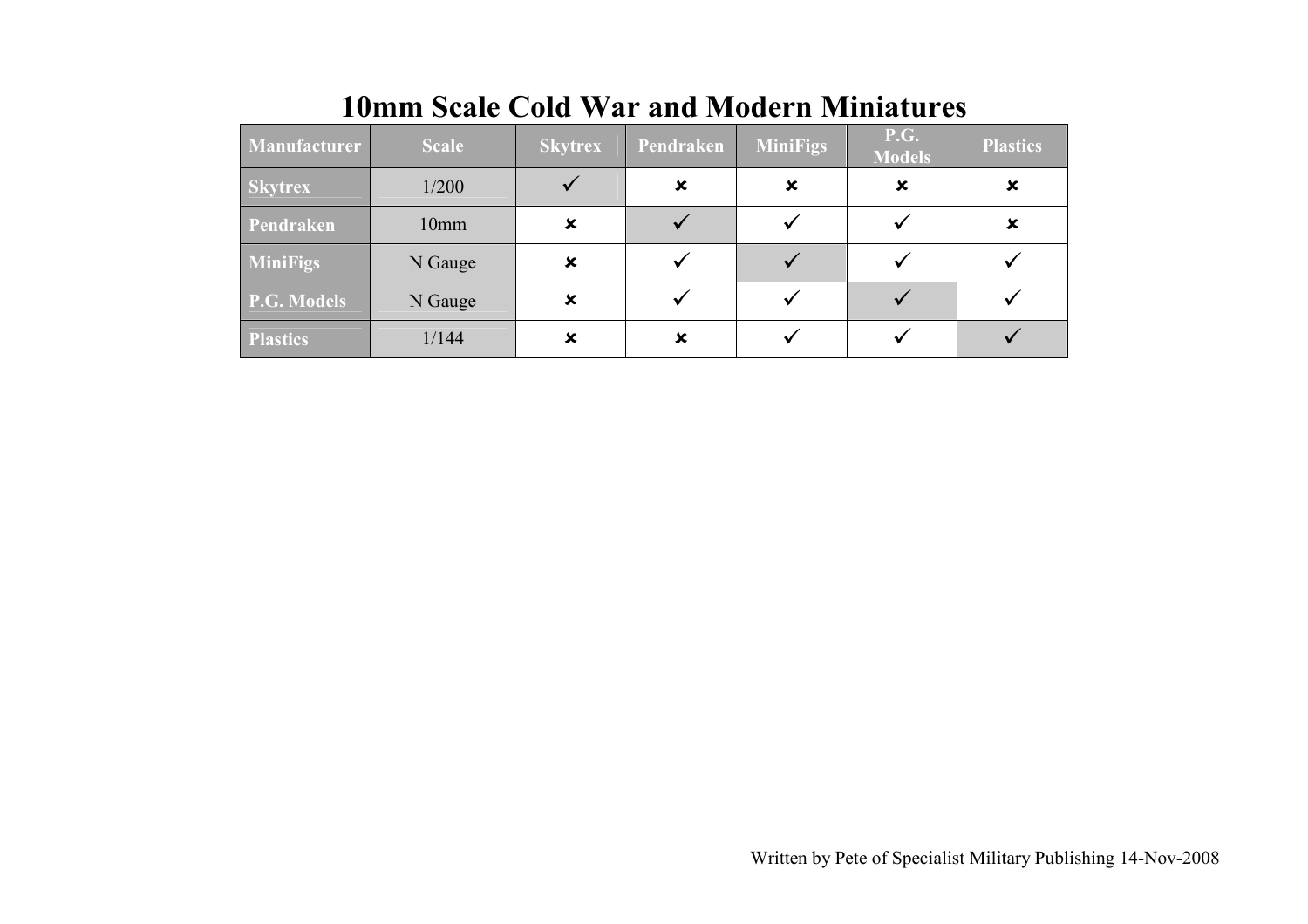# 10mm Scale Cold War and Modern Miniatures

| Manufacturer | Scale | Skytrex | Pendraken | MiniFigs | P.G. Models | Plastics |
|---|---|---|---|---|---|---|
| Skytrex | 1/200 | ✓ | ✗ | ✗ | ✗ | ✗ |
| Pendraken | 10mm | ✗ | ✓ | ✓ | ✓ | ✗ |
| MiniFigs | N Gauge | ✗ | ✓ | ✓ | ✓ | ✓ |
| P.G. Models | N Gauge | ✗ | ✓ | ✓ | ✓ | ✓ |
| Plastics | 1/144 | ✗ | ✗ | ✓ | ✓ | ✓ |

Written by Pete of Specialist Military Publishing 14-Nov-2008